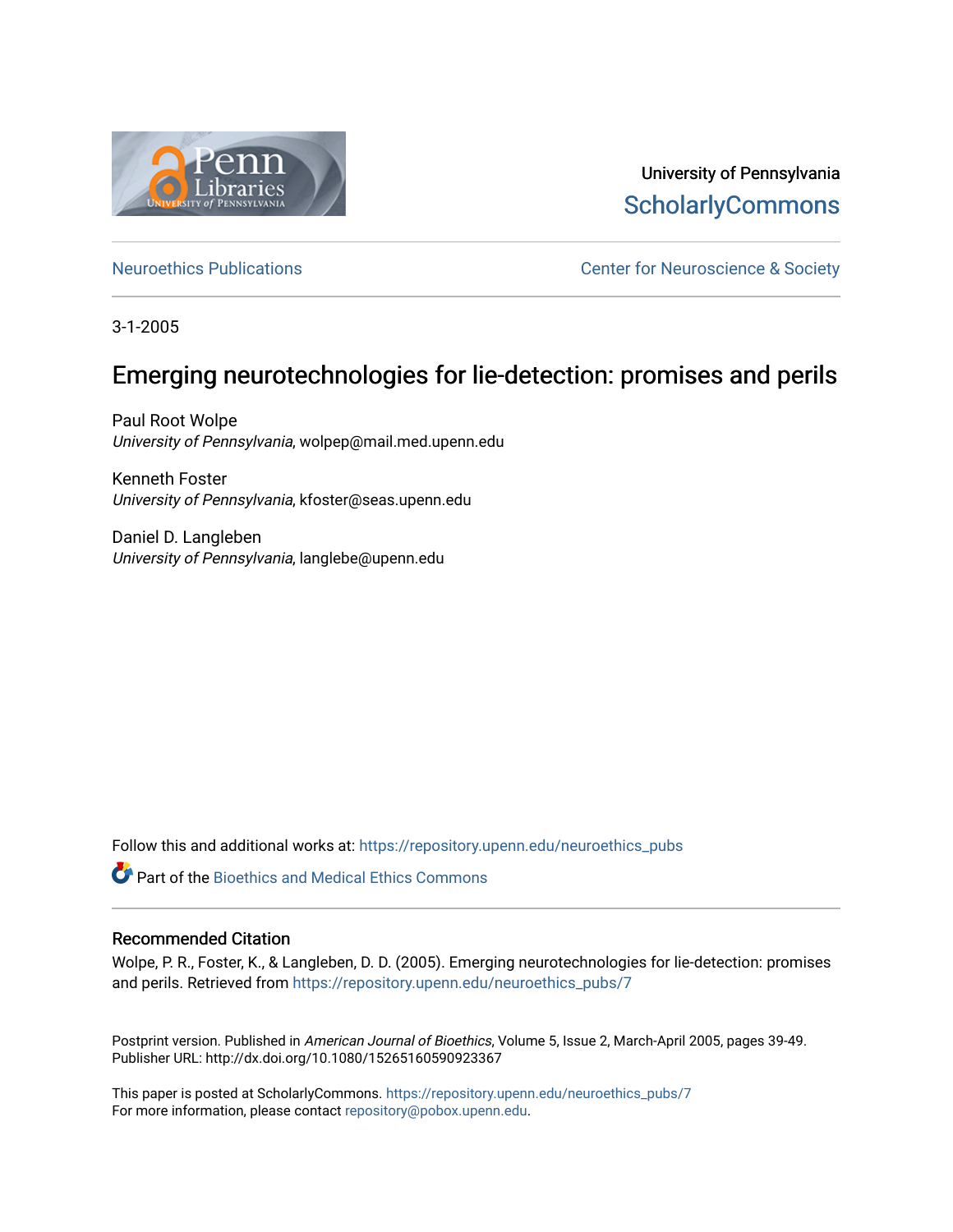University of Pennsylvania
ScholarlyCommons

Neuroethics Publications

Center for Neuroscience & Society

3-1-2005

# Emerging neurotechnologies for lie-detection: promises and perils

Paul Root Wolpe
*University of Pennsylvania*, wolpep@mail.med.upenn.edu

Kenneth Foster
*University of Pennsylvania*, kfoster@seas.upenn.edu

Daniel D. Langleben
*University of Pennsylvania*, langlebe@upenn.edu

Follow this and additional works at: https://repository.upenn.edu/neuroethics_pubs

Part of the Bioethics and Medical Ethics Commons

## Recommended Citation

Wolpe, P. R., Foster, K., & Langleben, D. D. (2005). Emerging neurotechnologies for lie-detection: promises and perils. Retrieved from https://repository.upenn.edu/neuroethics_pubs/7

Postprint version. Published in *American Journal of Bioethics*, Volume 5, Issue 2, March-April 2005, pages 39-49.
Publisher URL: http://dx.doi.org/10.1080/15265160590923367

This paper is posted at ScholarlyCommons. https://repository.upenn.edu/neuroethics_pubs/7
For more information, please contact repository@pobox.upenn.edu.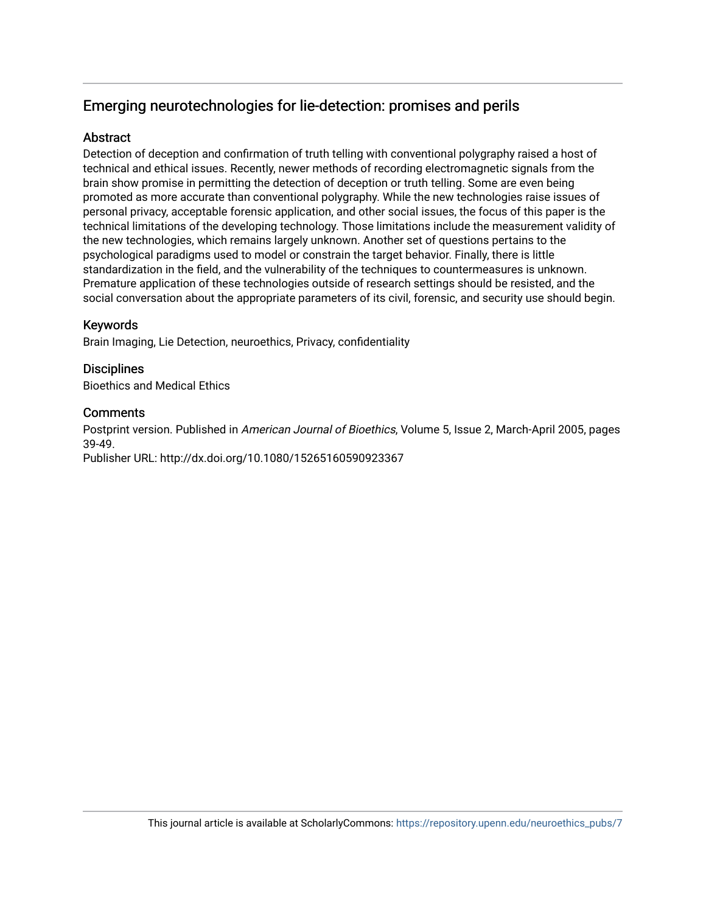## Emerging neurotechnologies for lie-detection: promises and perils

### Abstract

Detection of deception and confirmation of truth telling with conventional polygraphy raised a host of technical and ethical issues. Recently, newer methods of recording electromagnetic signals from the brain show promise in permitting the detection of deception or truth telling. Some are even being promoted as more accurate than conventional polygraphy. While the new technologies raise issues of personal privacy, acceptable forensic application, and other social issues, the focus of this paper is the technical limitations of the developing technology. Those limitations include the measurement validity of the new technologies, which remains largely unknown. Another set of questions pertains to the psychological paradigms used to model or constrain the target behavior. Finally, there is little standardization in the field, and the vulnerability of the techniques to countermeasures is unknown. Premature application of these technologies outside of research settings should be resisted, and the social conversation about the appropriate parameters of its civil, forensic, and security use should begin.

### Keywords

Brain Imaging, Lie Detection, neuroethics, Privacy, confidentiality

### Disciplines

Bioethics and Medical Ethics

### Comments

Postprint version. Published in *American Journal of Bioethics*, Volume 5, Issue 2, March-April 2005, pages 39-49.
Publisher URL: http://dx.doi.org/10.1080/15265160590923367

This journal article is available at ScholarlyCommons: https://repository.upenn.edu/neuroethics_pubs/7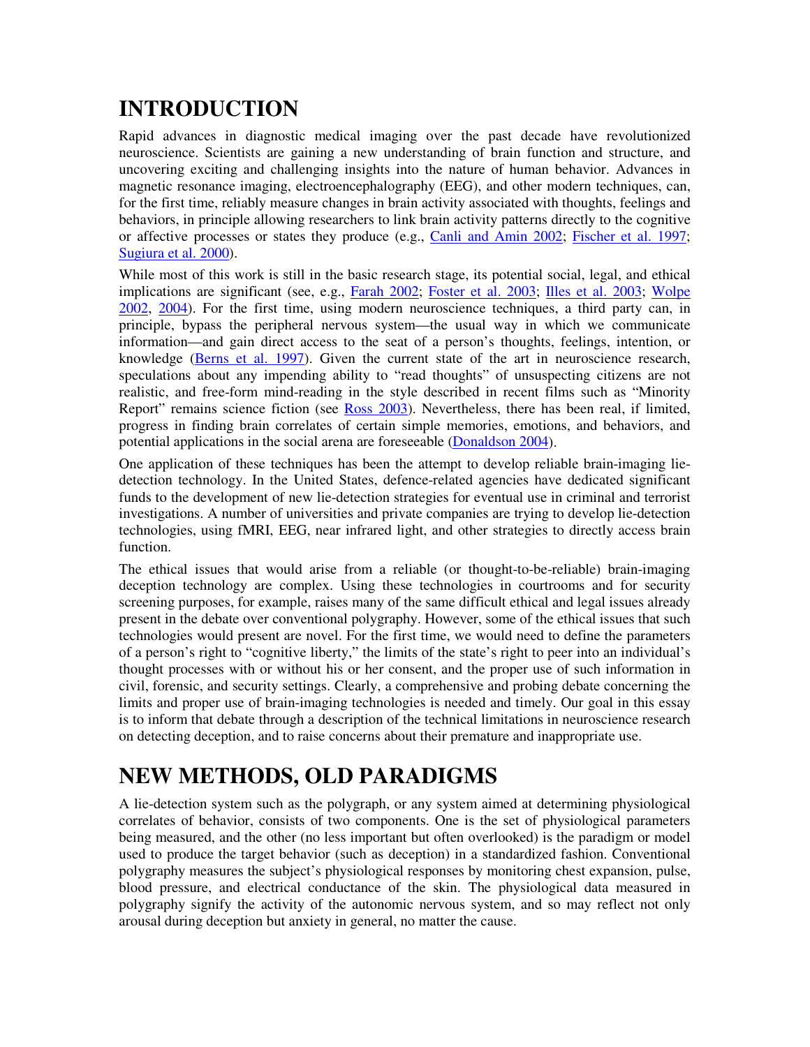# INTRODUCTION

Rapid advances in diagnostic medical imaging over the past decade have revolutionized neuroscience. Scientists are gaining a new understanding of brain function and structure, and uncovering exciting and challenging insights into the nature of human behavior. Advances in magnetic resonance imaging, electroencephalography (EEG), and other modern techniques, can, for the first time, reliably measure changes in brain activity associated with thoughts, feelings and behaviors, in principle allowing researchers to link brain activity patterns directly to the cognitive or affective processes or states they produce (e.g., Canli and Amin 2002; Fischer et al. 1997; Sugiura et al. 2000).

While most of this work is still in the basic research stage, its potential social, legal, and ethical implications are significant (see, e.g., Farah 2002; Foster et al. 2003; Illes et al. 2003; Wolpe 2002, 2004). For the first time, using modern neuroscience techniques, a third party can, in principle, bypass the peripheral nervous system—the usual way in which we communicate information—and gain direct access to the seat of a person's thoughts, feelings, intention, or knowledge (Berns et al. 1997). Given the current state of the art in neuroscience research, speculations about any impending ability to "read thoughts" of unsuspecting citizens are not realistic, and free-form mind-reading in the style described in recent films such as "Minority Report" remains science fiction (see Ross 2003). Nevertheless, there has been real, if limited, progress in finding brain correlates of certain simple memories, emotions, and behaviors, and potential applications in the social arena are foreseeable (Donaldson 2004).

One application of these techniques has been the attempt to develop reliable brain-imaging lie-detection technology. In the United States, defence-related agencies have dedicated significant funds to the development of new lie-detection strategies for eventual use in criminal and terrorist investigations. A number of universities and private companies are trying to develop lie-detection technologies, using fMRI, EEG, near infrared light, and other strategies to directly access brain function.

The ethical issues that would arise from a reliable (or thought-to-be-reliable) brain-imaging deception technology are complex. Using these technologies in courtrooms and for security screening purposes, for example, raises many of the same difficult ethical and legal issues already present in the debate over conventional polygraphy. However, some of the ethical issues that such technologies would present are novel. For the first time, we would need to define the parameters of a person's right to "cognitive liberty," the limits of the state's right to peer into an individual's thought processes with or without his or her consent, and the proper use of such information in civil, forensic, and security settings. Clearly, a comprehensive and probing debate concerning the limits and proper use of brain-imaging technologies is needed and timely. Our goal in this essay is to inform that debate through a description of the technical limitations in neuroscience research on detecting deception, and to raise concerns about their premature and inappropriate use.

# NEW METHODS, OLD PARADIGMS

A lie-detection system such as the polygraph, or any system aimed at determining physiological correlates of behavior, consists of two components. One is the set of physiological parameters being measured, and the other (no less important but often overlooked) is the paradigm or model used to produce the target behavior (such as deception) in a standardized fashion. Conventional polygraphy measures the subject's physiological responses by monitoring chest expansion, pulse, blood pressure, and electrical conductance of the skin. The physiological data measured in polygraphy signify the activity of the autonomic nervous system, and so may reflect not only arousal during deception but anxiety in general, no matter the cause.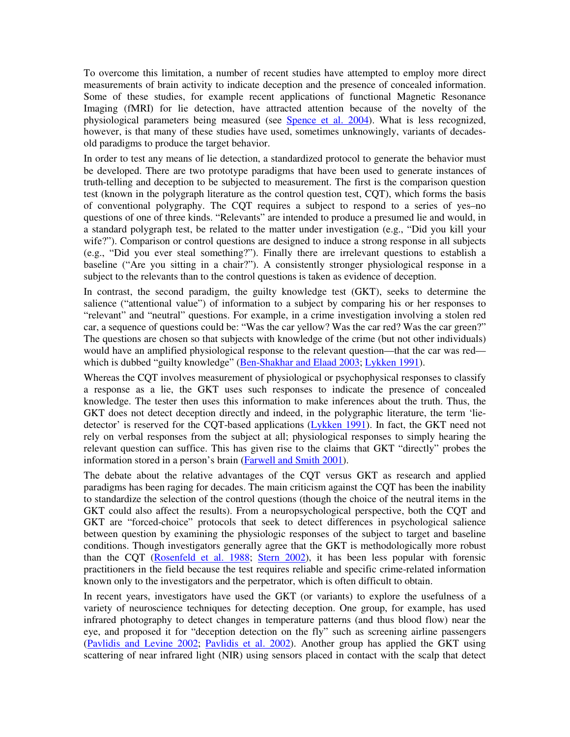To overcome this limitation, a number of recent studies have attempted to employ more direct measurements of brain activity to indicate deception and the presence of concealed information. Some of these studies, for example recent applications of functional Magnetic Resonance Imaging (fMRI) for lie detection, have attracted attention because of the novelty of the physiological parameters being measured (see Spence et al. 2004). What is less recognized, however, is that many of these studies have used, sometimes unknowingly, variants of decades-old paradigms to produce the target behavior.

In order to test any means of lie detection, a standardized protocol to generate the behavior must be developed. There are two prototype paradigms that have been used to generate instances of truth-telling and deception to be subjected to measurement. The first is the comparison question test (known in the polygraph literature as the control question test, CQT), which forms the basis of conventional polygraphy. The CQT requires a subject to respond to a series of yes–no questions of one of three kinds. "Relevants" are intended to produce a presumed lie and would, in a standard polygraph test, be related to the matter under investigation (e.g., "Did you kill your wife?"). Comparison or control questions are designed to induce a strong response in all subjects (e.g., "Did you ever steal something?"). Finally there are irrelevant questions to establish a baseline ("Are you sitting in a chair?"). A consistently stronger physiological response in a subject to the relevants than to the control questions is taken as evidence of deception.

In contrast, the second paradigm, the guilty knowledge test (GKT), seeks to determine the salience ("attentional value") of information to a subject by comparing his or her responses to "relevant" and "neutral" questions. For example, in a crime investigation involving a stolen red car, a sequence of questions could be: "Was the car yellow? Was the car red? Was the car green?" The questions are chosen so that subjects with knowledge of the crime (but not other individuals) would have an amplified physiological response to the relevant question—that the car was red—which is dubbed "guilty knowledge" (Ben-Shakhar and Elaad 2003; Lykken 1991).

Whereas the CQT involves measurement of physiological or psychophysical responses to classify a response as a lie, the GKT uses such responses to indicate the presence of concealed knowledge. The tester then uses this information to make inferences about the truth. Thus, the GKT does not detect deception directly and indeed, in the polygraphic literature, the term 'lie-detector' is reserved for the CQT-based applications (Lykken 1991). In fact, the GKT need not rely on verbal responses from the subject at all; physiological responses to simply hearing the relevant question can suffice. This has given rise to the claims that GKT "directly" probes the information stored in a person's brain (Farwell and Smith 2001).

The debate about the relative advantages of the CQT versus GKT as research and applied paradigms has been raging for decades. The main criticism against the CQT has been the inability to standardize the selection of the control questions (though the choice of the neutral items in the GKT could also affect the results). From a neuropsychological perspective, both the CQT and GKT are "forced-choice" protocols that seek to detect differences in psychological salience between question by examining the physiologic responses of the subject to target and baseline conditions. Though investigators generally agree that the GKT is methodologically more robust than the CQT (Rosenfeld et al. 1988; Stern 2002), it has been less popular with forensic practitioners in the field because the test requires reliable and specific crime-related information known only to the investigators and the perpetrator, which is often difficult to obtain.

In recent years, investigators have used the GKT (or variants) to explore the usefulness of a variety of neuroscience techniques for detecting deception. One group, for example, has used infrared photography to detect changes in temperature patterns (and thus blood flow) near the eye, and proposed it for "deception detection on the fly" such as screening airline passengers (Pavlidis and Levine 2002; Pavlidis et al. 2002). Another group has applied the GKT using scattering of near infrared light (NIR) using sensors placed in contact with the scalp that detect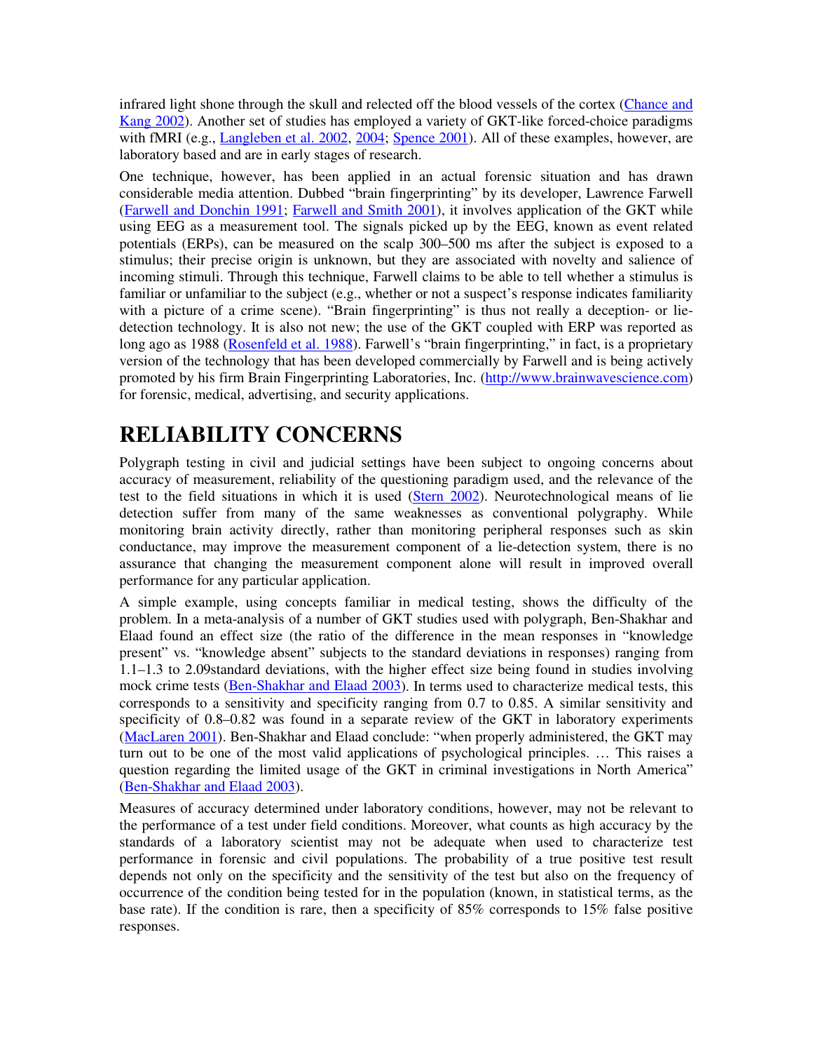infrared light shone through the skull and relected off the blood vessels of the cortex (Chance and Kang 2002). Another set of studies has employed a variety of GKT-like forced-choice paradigms with fMRI (e.g., Langleben et al. 2002, 2004; Spence 2001). All of these examples, however, are laboratory based and are in early stages of research.

One technique, however, has been applied in an actual forensic situation and has drawn considerable media attention. Dubbed "brain fingerprinting" by its developer, Lawrence Farwell (Farwell and Donchin 1991; Farwell and Smith 2001), it involves application of the GKT while using EEG as a measurement tool. The signals picked up by the EEG, known as event related potentials (ERPs), can be measured on the scalp 300–500 ms after the subject is exposed to a stimulus; their precise origin is unknown, but they are associated with novelty and salience of incoming stimuli. Through this technique, Farwell claims to be able to tell whether a stimulus is familiar or unfamiliar to the subject (e.g., whether or not a suspect's response indicates familiarity with a picture of a crime scene). "Brain fingerprinting" is thus not really a deception- or lie-detection technology. It is also not new; the use of the GKT coupled with ERP was reported as long ago as 1988 (Rosenfeld et al. 1988). Farwell's "brain fingerprinting," in fact, is a proprietary version of the technology that has been developed commercially by Farwell and is being actively promoted by his firm Brain Fingerprinting Laboratories, Inc. (http://www.brainwavescience.com) for forensic, medical, advertising, and security applications.

# RELIABILITY CONCERNS

Polygraph testing in civil and judicial settings have been subject to ongoing concerns about accuracy of measurement, reliability of the questioning paradigm used, and the relevance of the test to the field situations in which it is used (Stern 2002). Neurotechnological means of lie detection suffer from many of the same weaknesses as conventional polygraphy. While monitoring brain activity directly, rather than monitoring peripheral responses such as skin conductance, may improve the measurement component of a lie-detection system, there is no assurance that changing the measurement component alone will result in improved overall performance for any particular application.

A simple example, using concepts familiar in medical testing, shows the difficulty of the problem. In a meta-analysis of a number of GKT studies used with polygraph, Ben-Shakhar and Elaad found an effect size (the ratio of the difference in the mean responses in "knowledge present" vs. "knowledge absent" subjects to the standard deviations in responses) ranging from 1.1–1.3 to 2.09standard deviations, with the higher effect size being found in studies involving mock crime tests (Ben-Shakhar and Elaad 2003). In terms used to characterize medical tests, this corresponds to a sensitivity and specificity ranging from 0.7 to 0.85. A similar sensitivity and specificity of 0.8–0.82 was found in a separate review of the GKT in laboratory experiments (MacLaren 2001). Ben-Shakhar and Elaad conclude: "when properly administered, the GKT may turn out to be one of the most valid applications of psychological principles. … This raises a question regarding the limited usage of the GKT in criminal investigations in North America" (Ben-Shakhar and Elaad 2003).

Measures of accuracy determined under laboratory conditions, however, may not be relevant to the performance of a test under field conditions. Moreover, what counts as high accuracy by the standards of a laboratory scientist may not be adequate when used to characterize test performance in forensic and civil populations. The probability of a true positive test result depends not only on the specificity and the sensitivity of the test but also on the frequency of occurrence of the condition being tested for in the population (known, in statistical terms, as the base rate). If the condition is rare, then a specificity of 85% corresponds to 15% false positive responses.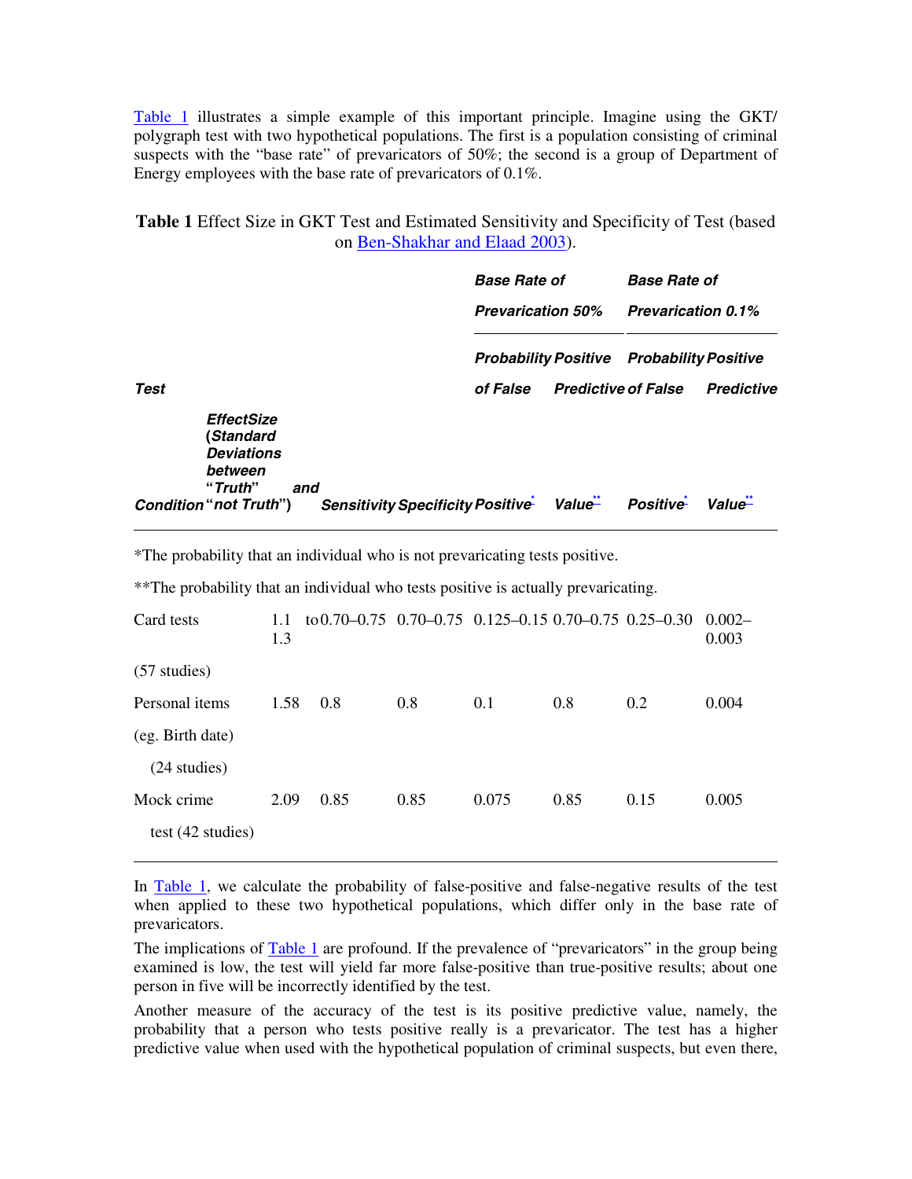Table 1 illustrates a simple example of this important principle. Imagine using the GKT/polygraph test with two hypothetical populations. The first is a population consisting of criminal suspects with the "base rate" of prevaricators of 50%; the second is a group of Department of Energy employees with the base rate of prevaricators of 0.1%.

**Table 1** Effect Size in GKT Test and Estimated Sensitivity and Specificity of Test (based on Ben-Shakhar and Elaad 2003).

| | | | | Base Rate of Prevarication 50% | | Base Rate of Prevarication 0.1% | |
|---|---|---|---|---|---|---|---|
| **Test Condition** | **EffectSize (Standard Deviations between "Truth" and "not Truth")** | **Sensitivity** | **Specificity** | **Probability of False Positive*** | **Positive Predictive Value**** | **Probability of False Positive*** | **Positive Predictive Value**** |
| Card tests (57 studies) | 1.1 to 1.3 | 0.70–0.75 | 0.70–0.75 | 0.125–0.15 | 0.70–0.75 | 0.25–0.30 | 0.002–0.003 |
| Personal items (eg. Birth date) (24 studies) | 1.58 | 0.8 | 0.8 | 0.1 | 0.8 | 0.2 | 0.004 |
| Mock crime test (42 studies) | 2.09 | 0.85 | 0.85 | 0.075 | 0.85 | 0.15 | 0.005 |

*The probability that an individual who is not prevaricating tests positive.

**The probability that an individual who tests positive is actually prevaricating.

In Table 1, we calculate the probability of false-positive and false-negative results of the test when applied to these two hypothetical populations, which differ only in the base rate of prevaricators.

The implications of Table 1 are profound. If the prevalence of "prevaricators" in the group being examined is low, the test will yield far more false-positive than true-positive results; about one person in five will be incorrectly identified by the test.

Another measure of the accuracy of the test is its positive predictive value, namely, the probability that a person who tests positive really is a prevaricator. The test has a higher predictive value when used with the hypothetical population of criminal suspects, but even there,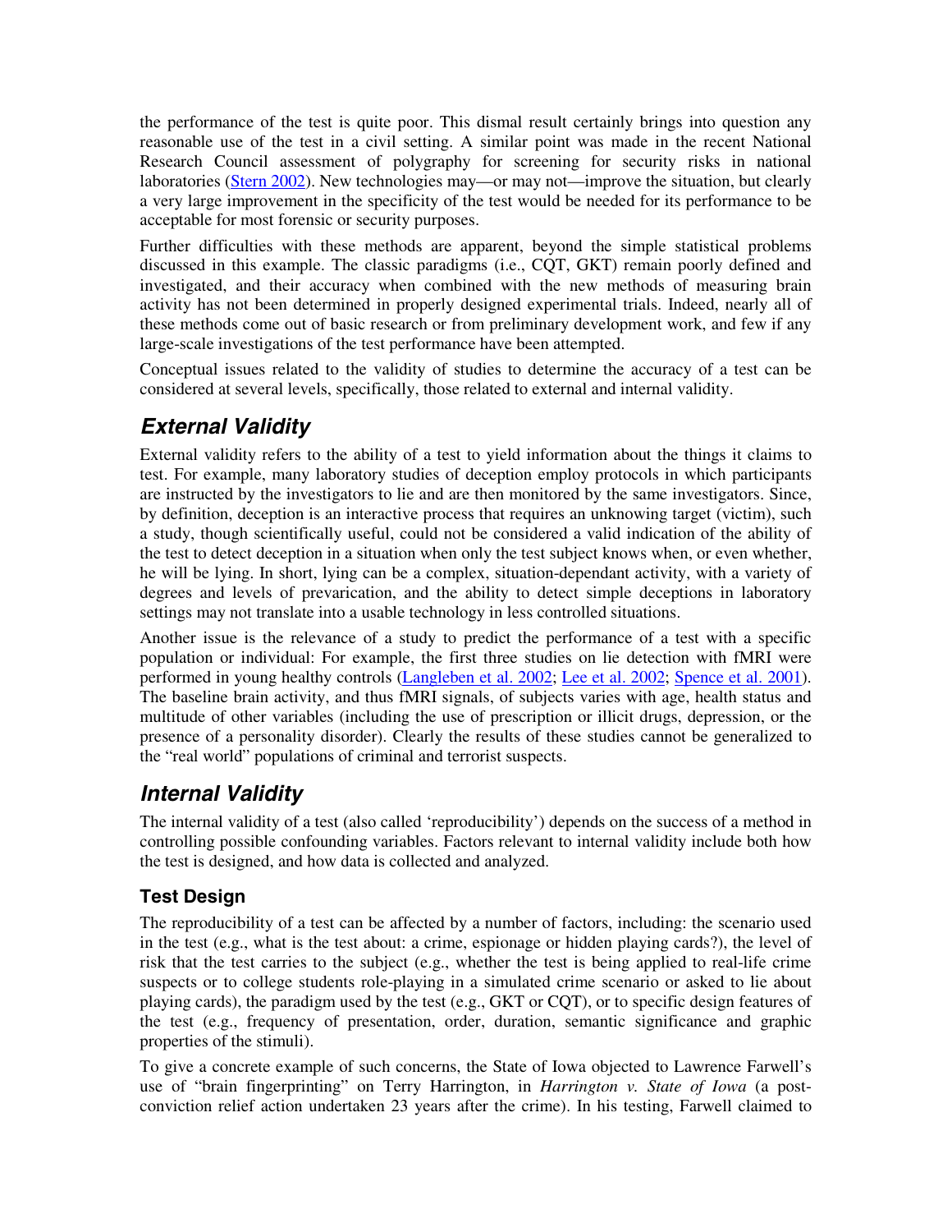the performance of the test is quite poor. This dismal result certainly brings into question any reasonable use of the test in a civil setting. A similar point was made in the recent National Research Council assessment of polygraphy for screening for security risks in national laboratories (Stern 2002). New technologies may—or may not—improve the situation, but clearly a very large improvement in the specificity of the test would be needed for its performance to be acceptable for most forensic or security purposes.

Further difficulties with these methods are apparent, beyond the simple statistical problems discussed in this example. The classic paradigms (i.e., CQT, GKT) remain poorly defined and investigated, and their accuracy when combined with the new methods of measuring brain activity has not been determined in properly designed experimental trials. Indeed, nearly all of these methods come out of basic research or from preliminary development work, and few if any large-scale investigations of the test performance have been attempted.

Conceptual issues related to the validity of studies to determine the accuracy of a test can be considered at several levels, specifically, those related to external and internal validity.

## External Validity

External validity refers to the ability of a test to yield information about the things it claims to test. For example, many laboratory studies of deception employ protocols in which participants are instructed by the investigators to lie and are then monitored by the same investigators. Since, by definition, deception is an interactive process that requires an unknowing target (victim), such a study, though scientifically useful, could not be considered a valid indication of the ability of the test to detect deception in a situation when only the test subject knows when, or even whether, he will be lying. In short, lying can be a complex, situation-dependant activity, with a variety of degrees and levels of prevarication, and the ability to detect simple deceptions in laboratory settings may not translate into a usable technology in less controlled situations.

Another issue is the relevance of a study to predict the performance of a test with a specific population or individual: For example, the first three studies on lie detection with fMRI were performed in young healthy controls (Langleben et al. 2002; Lee et al. 2002; Spence et al. 2001). The baseline brain activity, and thus fMRI signals, of subjects varies with age, health status and multitude of other variables (including the use of prescription or illicit drugs, depression, or the presence of a personality disorder). Clearly the results of these studies cannot be generalized to the "real world" populations of criminal and terrorist suspects.

## Internal Validity

The internal validity of a test (also called 'reproducibility') depends on the success of a method in controlling possible confounding variables. Factors relevant to internal validity include both how the test is designed, and how data is collected and analyzed.

### Test Design

The reproducibility of a test can be affected by a number of factors, including: the scenario used in the test (e.g., what is the test about: a crime, espionage or hidden playing cards?), the level of risk that the test carries to the subject (e.g., whether the test is being applied to real-life crime suspects or to college students role-playing in a simulated crime scenario or asked to lie about playing cards), the paradigm used by the test (e.g., GKT or CQT), or to specific design features of the test (e.g., frequency of presentation, order, duration, semantic significance and graphic properties of the stimuli).

To give a concrete example of such concerns, the State of Iowa objected to Lawrence Farwell's use of "brain fingerprinting" on Terry Harrington, in *Harrington v. State of Iowa* (a post-conviction relief action undertaken 23 years after the crime). In his testing, Farwell claimed to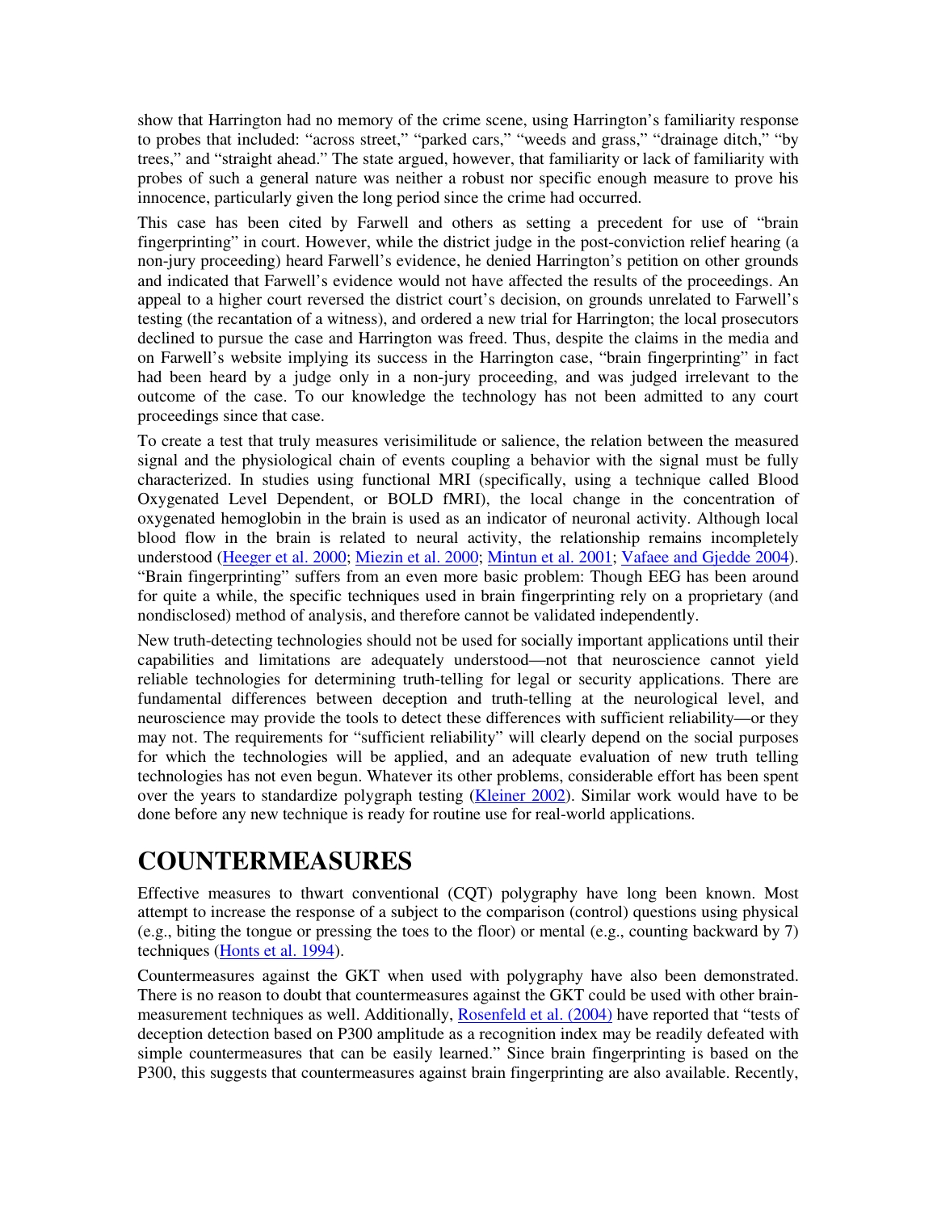show that Harrington had no memory of the crime scene, using Harrington's familiarity response to probes that included: "across street," "parked cars," "weeds and grass," "drainage ditch," "by trees," and "straight ahead." The state argued, however, that familiarity or lack of familiarity with probes of such a general nature was neither a robust nor specific enough measure to prove his innocence, particularly given the long period since the crime had occurred.

This case has been cited by Farwell and others as setting a precedent for use of "brain fingerprinting" in court. However, while the district judge in the post-conviction relief hearing (a non-jury proceeding) heard Farwell's evidence, he denied Harrington's petition on other grounds and indicated that Farwell's evidence would not have affected the results of the proceedings. An appeal to a higher court reversed the district court's decision, on grounds unrelated to Farwell's testing (the recantation of a witness), and ordered a new trial for Harrington; the local prosecutors declined to pursue the case and Harrington was freed. Thus, despite the claims in the media and on Farwell's website implying its success in the Harrington case, "brain fingerprinting" in fact had been heard by a judge only in a non-jury proceeding, and was judged irrelevant to the outcome of the case. To our knowledge the technology has not been admitted to any court proceedings since that case.

To create a test that truly measures verisimilitude or salience, the relation between the measured signal and the physiological chain of events coupling a behavior with the signal must be fully characterized. In studies using functional MRI (specifically, using a technique called Blood Oxygenated Level Dependent, or BOLD fMRI), the local change in the concentration of oxygenated hemoglobin in the brain is used as an indicator of neuronal activity. Although local blood flow in the brain is related to neural activity, the relationship remains incompletely understood (Heeger et al. 2000; Miezin et al. 2000; Mintun et al. 2001; Vafaee and Gjedde 2004). "Brain fingerprinting" suffers from an even more basic problem: Though EEG has been around for quite a while, the specific techniques used in brain fingerprinting rely on a proprietary (and nondisclosed) method of analysis, and therefore cannot be validated independently.

New truth-detecting technologies should not be used for socially important applications until their capabilities and limitations are adequately understood—not that neuroscience cannot yield reliable technologies for determining truth-telling for legal or security applications. There are fundamental differences between deception and truth-telling at the neurological level, and neuroscience may provide the tools to detect these differences with sufficient reliability—or they may not. The requirements for "sufficient reliability" will clearly depend on the social purposes for which the technologies will be applied, and an adequate evaluation of new truth telling technologies has not even begun. Whatever its other problems, considerable effort has been spent over the years to standardize polygraph testing (Kleiner 2002). Similar work would have to be done before any new technique is ready for routine use for real-world applications.

# COUNTERMEASURES

Effective measures to thwart conventional (CQT) polygraphy have long been known. Most attempt to increase the response of a subject to the comparison (control) questions using physical (e.g., biting the tongue or pressing the toes to the floor) or mental (e.g., counting backward by 7) techniques (Honts et al. 1994).

Countermeasures against the GKT when used with polygraphy have also been demonstrated. There is no reason to doubt that countermeasures against the GKT could be used with other brain-measurement techniques as well. Additionally, Rosenfeld et al. (2004) have reported that "tests of deception detection based on P300 amplitude as a recognition index may be readily defeated with simple countermeasures that can be easily learned." Since brain fingerprinting is based on the P300, this suggests that countermeasures against brain fingerprinting are also available. Recently,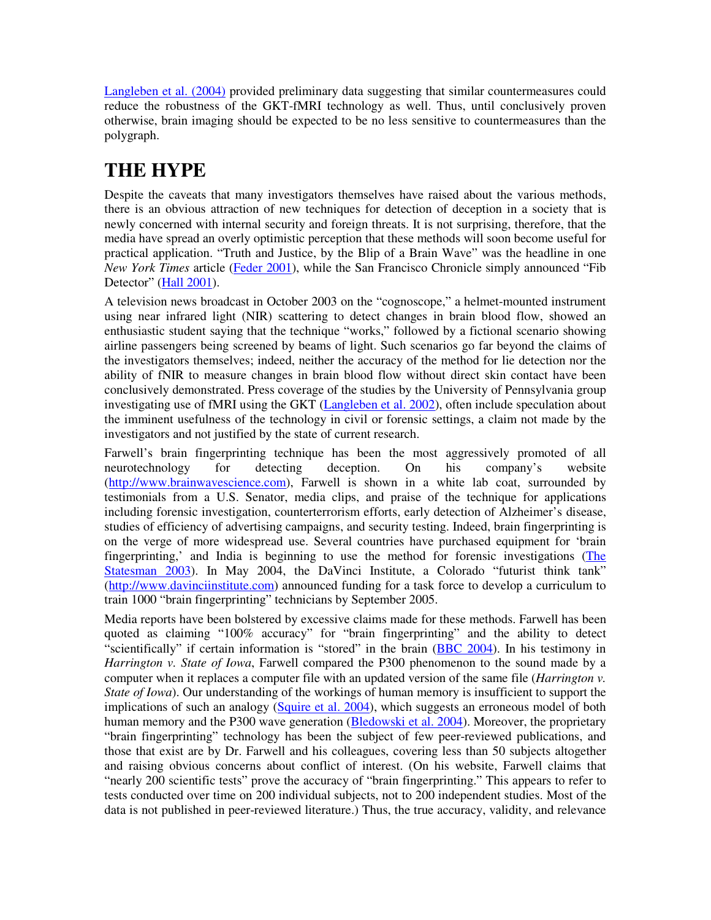Langleben et al. (2004) provided preliminary data suggesting that similar countermeasures could reduce the robustness of the GKT-fMRI technology as well. Thus, until conclusively proven otherwise, brain imaging should be expected to be no less sensitive to countermeasures than the polygraph.

# THE HYPE

Despite the caveats that many investigators themselves have raised about the various methods, there is an obvious attraction of new techniques for detection of deception in a society that is newly concerned with internal security and foreign threats. It is not surprising, therefore, that the media have spread an overly optimistic perception that these methods will soon become useful for practical application. "Truth and Justice, by the Blip of a Brain Wave" was the headline in one *New York Times* article (Feder 2001), while the San Francisco Chronicle simply announced "Fib Detector" (Hall 2001).

A television news broadcast in October 2003 on the "cognoscope," a helmet-mounted instrument using near infrared light (NIR) scattering to detect changes in brain blood flow, showed an enthusiastic student saying that the technique "works," followed by a fictional scenario showing airline passengers being screened by beams of light. Such scenarios go far beyond the claims of the investigators themselves; indeed, neither the accuracy of the method for lie detection nor the ability of fNIR to measure changes in brain blood flow without direct skin contact have been conclusively demonstrated. Press coverage of the studies by the University of Pennsylvania group investigating use of fMRI using the GKT (Langleben et al. 2002), often include speculation about the imminent usefulness of the technology in civil or forensic settings, a claim not made by the investigators and not justified by the state of current research.

Farwell's brain fingerprinting technique has been the most aggressively promoted of all neurotechnology for detecting deception. On his company's website (http://www.brainwavescience.com), Farwell is shown in a white lab coat, surrounded by testimonials from a U.S. Senator, media clips, and praise of the technique for applications including forensic investigation, counterterrorism efforts, early detection of Alzheimer's disease, studies of efficiency of advertising campaigns, and security testing. Indeed, brain fingerprinting is on the verge of more widespread use. Several countries have purchased equipment for 'brain fingerprinting,' and India is beginning to use the method for forensic investigations (The Statesman 2003). In May 2004, the DaVinci Institute, a Colorado "futurist think tank" (http://www.davinciinstitute.com) announced funding for a task force to develop a curriculum to train 1000 "brain fingerprinting" technicians by September 2005.

Media reports have been bolstered by excessive claims made for these methods. Farwell has been quoted as claiming "100% accuracy" for "brain fingerprinting" and the ability to detect "scientifically" if certain information is "stored" in the brain (BBC 2004). In his testimony in *Harrington v. State of Iowa*, Farwell compared the P300 phenomenon to the sound made by a computer when it replaces a computer file with an updated version of the same file (*Harrington v. State of Iowa*). Our understanding of the workings of human memory is insufficient to support the implications of such an analogy (Squire et al. 2004), which suggests an erroneous model of both human memory and the P300 wave generation (Bledowski et al. 2004). Moreover, the proprietary "brain fingerprinting" technology has been the subject of few peer-reviewed publications, and those that exist are by Dr. Farwell and his colleagues, covering less than 50 subjects altogether and raising obvious concerns about conflict of interest. (On his website, Farwell claims that "nearly 200 scientific tests" prove the accuracy of "brain fingerprinting." This appears to refer to tests conducted over time on 200 individual subjects, not to 200 independent studies. Most of the data is not published in peer-reviewed literature.) Thus, the true accuracy, validity, and relevance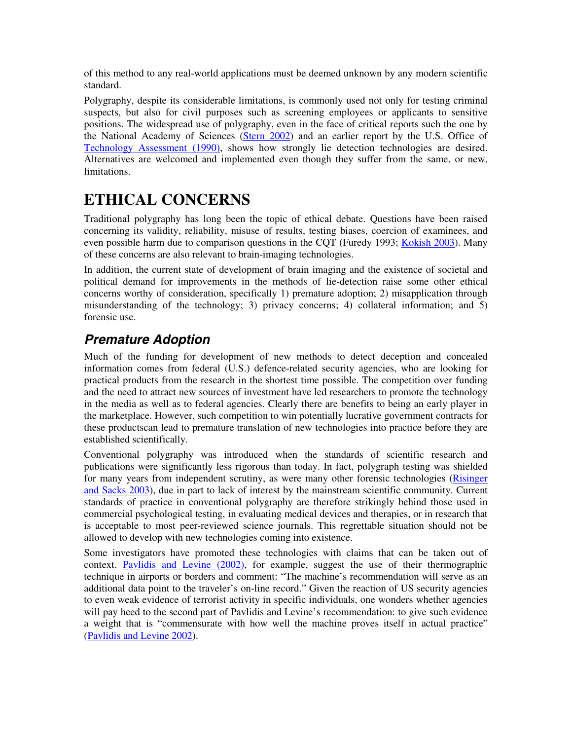of this method to any real-world applications must be deemed unknown by any modern scientific standard.

Polygraphy, despite its considerable limitations, is commonly used not only for testing criminal suspects, but also for civil purposes such as screening employees or applicants to sensitive positions. The widespread use of polygraphy, even in the face of critical reports such the one by the National Academy of Sciences (Stern 2002) and an earlier report by the U.S. Office of Technology Assessment (1990), shows how strongly lie detection technologies are desired. Alternatives are welcomed and implemented even though they suffer from the same, or new, limitations.

# ETHICAL CONCERNS

Traditional polygraphy has long been the topic of ethical debate. Questions have been raised concerning its validity, reliability, misuse of results, testing biases, coercion of examinees, and even possible harm due to comparison questions in the CQT (Furedy 1993; Kokish 2003). Many of these concerns are also relevant to brain-imaging technologies.

In addition, the current state of development of brain imaging and the existence of societal and political demand for improvements in the methods of lie-detection raise some other ethical concerns worthy of consideration, specifically 1) premature adoption; 2) misapplication through misunderstanding of the technology; 3) privacy concerns; 4) collateral information; and 5) forensic use.

## *Premature Adoption*

Much of the funding for development of new methods to detect deception and concealed information comes from federal (U.S.) defence-related security agencies, who are looking for practical products from the research in the shortest time possible. The competition over funding and the need to attract new sources of investment have led researchers to promote the technology in the media as well as to federal agencies. Clearly there are benefits to being an early player in the marketplace. However, such competition to win potentially lucrative government contracts for these productscan lead to premature translation of new technologies into practice before they are established scientifically.

Conventional polygraphy was introduced when the standards of scientific research and publications were significantly less rigorous than today. In fact, polygraph testing was shielded for many years from independent scrutiny, as were many other forensic technologies (Risinger and Sacks 2003), due in part to lack of interest by the mainstream scientific community. Current standards of practice in conventional polygraphy are therefore strikingly behind those used in commercial psychological testing, in evaluating medical devices and therapies, or in research that is acceptable to most peer-reviewed science journals. This regrettable situation should not be allowed to develop with new technologies coming into existence.

Some investigators have promoted these technologies with claims that can be taken out of context. Pavlidis and Levine (2002), for example, suggest the use of their thermographic technique in airports or borders and comment: "The machine's recommendation will serve as an additional data point to the traveler's on-line record." Given the reaction of US security agencies to even weak evidence of terrorist activity in specific individuals, one wonders whether agencies will pay heed to the second part of Pavlidis and Levine's recommendation: to give such evidence a weight that is "commensurate with how well the machine proves itself in actual practice" (Pavlidis and Levine 2002).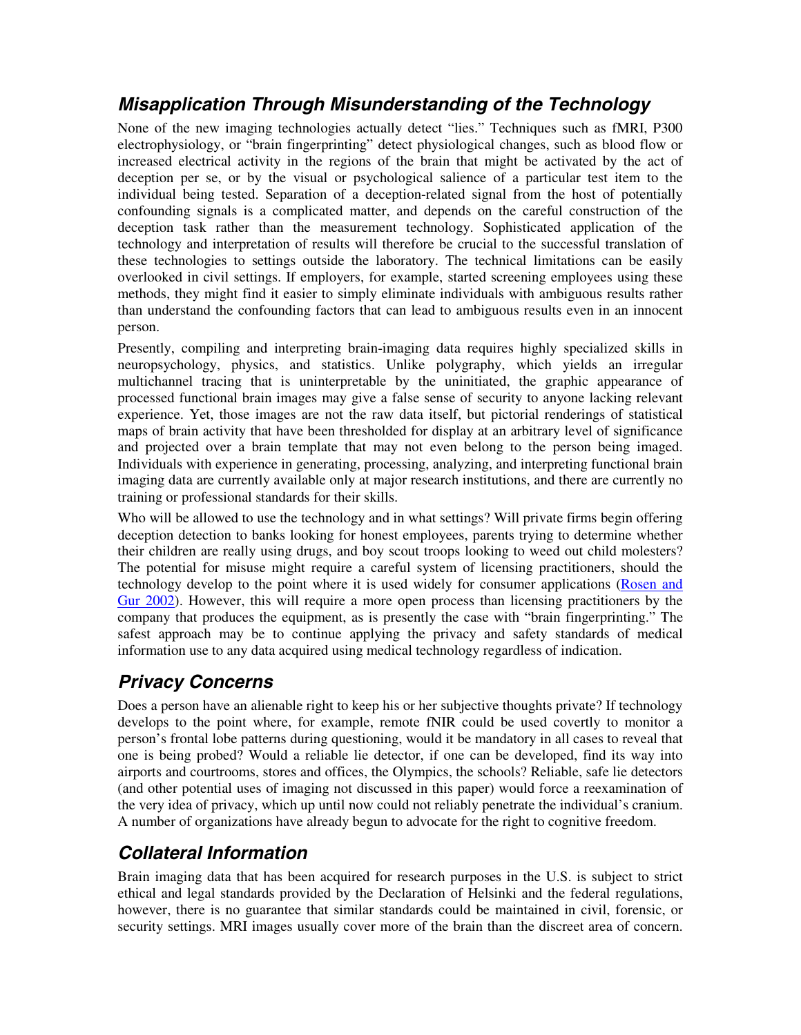## *Misapplication Through Misunderstanding of the Technology*

None of the new imaging technologies actually detect "lies." Techniques such as fMRI, P300 electrophysiology, or "brain fingerprinting" detect physiological changes, such as blood flow or increased electrical activity in the regions of the brain that might be activated by the act of deception per se, or by the visual or psychological salience of a particular test item to the individual being tested. Separation of a deception-related signal from the host of potentially confounding signals is a complicated matter, and depends on the careful construction of the deception task rather than the measurement technology. Sophisticated application of the technology and interpretation of results will therefore be crucial to the successful translation of these technologies to settings outside the laboratory. The technical limitations can be easily overlooked in civil settings. If employers, for example, started screening employees using these methods, they might find it easier to simply eliminate individuals with ambiguous results rather than understand the confounding factors that can lead to ambiguous results even in an innocent person.

Presently, compiling and interpreting brain-imaging data requires highly specialized skills in neuropsychology, physics, and statistics. Unlike polygraphy, which yields an irregular multichannel tracing that is uninterpretable by the uninitiated, the graphic appearance of processed functional brain images may give a false sense of security to anyone lacking relevant experience. Yet, those images are not the raw data itself, but pictorial renderings of statistical maps of brain activity that have been thresholded for display at an arbitrary level of significance and projected over a brain template that may not even belong to the person being imaged. Individuals with experience in generating, processing, analyzing, and interpreting functional brain imaging data are currently available only at major research institutions, and there are currently no training or professional standards for their skills.

Who will be allowed to use the technology and in what settings? Will private firms begin offering deception detection to banks looking for honest employees, parents trying to determine whether their children are really using drugs, and boy scout troops looking to weed out child molesters? The potential for misuse might require a careful system of licensing practitioners, should the technology develop to the point where it is used widely for consumer applications (Rosen and Gur 2002). However, this will require a more open process than licensing practitioners by the company that produces the equipment, as is presently the case with "brain fingerprinting." The safest approach may be to continue applying the privacy and safety standards of medical information use to any data acquired using medical technology regardless of indication.

## *Privacy Concerns*

Does a person have an alienable right to keep his or her subjective thoughts private? If technology develops to the point where, for example, remote fNIR could be used covertly to monitor a person's frontal lobe patterns during questioning, would it be mandatory in all cases to reveal that one is being probed? Would a reliable lie detector, if one can be developed, find its way into airports and courtrooms, stores and offices, the Olympics, the schools? Reliable, safe lie detectors (and other potential uses of imaging not discussed in this paper) would force a reexamination of the very idea of privacy, which up until now could not reliably penetrate the individual's cranium. A number of organizations have already begun to advocate for the right to cognitive freedom.

## *Collateral Information*

Brain imaging data that has been acquired for research purposes in the U.S. is subject to strict ethical and legal standards provided by the Declaration of Helsinki and the federal regulations, however, there is no guarantee that similar standards could be maintained in civil, forensic, or security settings. MRI images usually cover more of the brain than the discreet area of concern.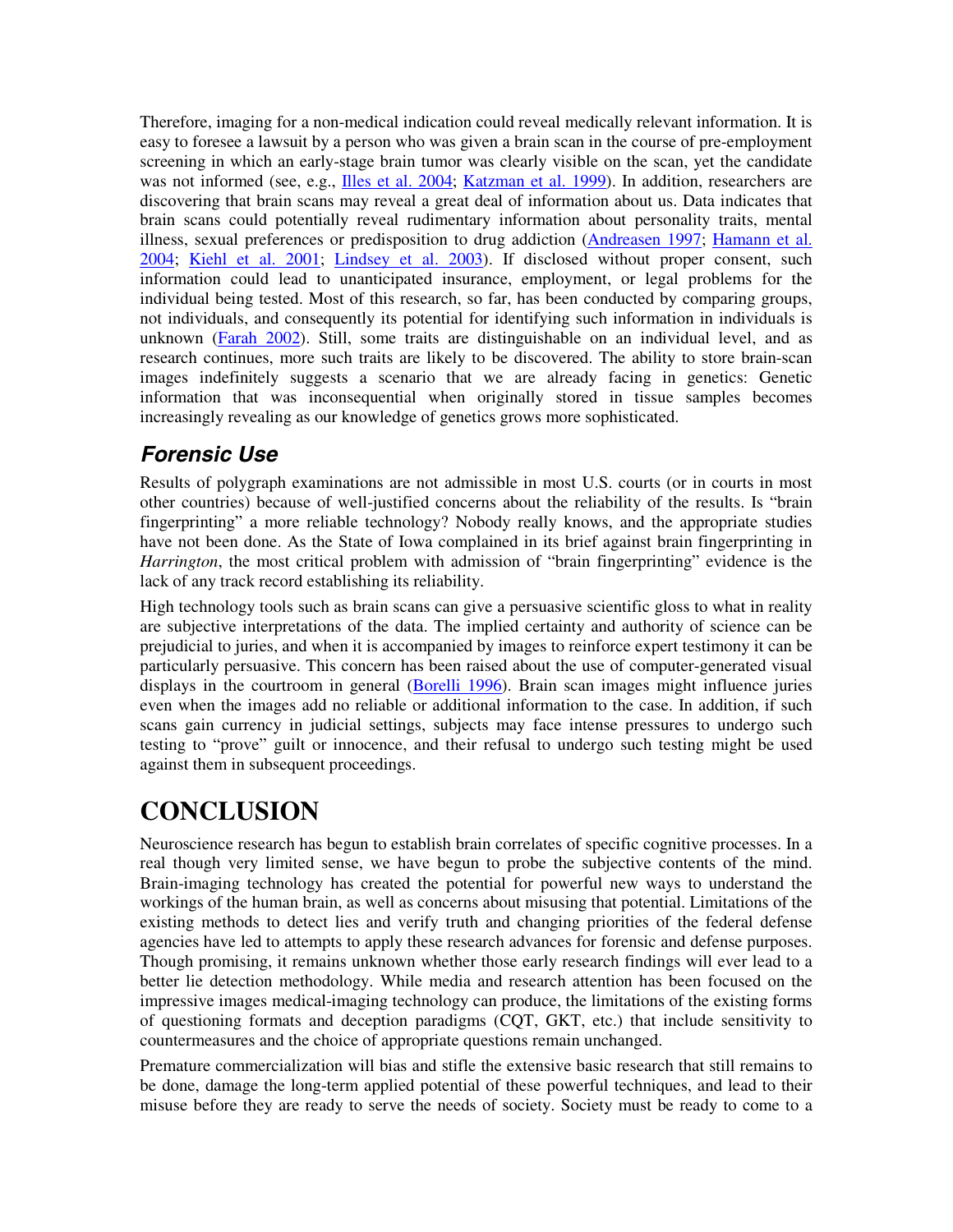Therefore, imaging for a non-medical indication could reveal medically relevant information. It is easy to foresee a lawsuit by a person who was given a brain scan in the course of pre-employment screening in which an early-stage brain tumor was clearly visible on the scan, yet the candidate was not informed (see, e.g., Illes et al. 2004; Katzman et al. 1999). In addition, researchers are discovering that brain scans may reveal a great deal of information about us. Data indicates that brain scans could potentially reveal rudimentary information about personality traits, mental illness, sexual preferences or predisposition to drug addiction (Andreasen 1997; Hamann et al. 2004; Kiehl et al. 2001; Lindsey et al. 2003). If disclosed without proper consent, such information could lead to unanticipated insurance, employment, or legal problems for the individual being tested. Most of this research, so far, has been conducted by comparing groups, not individuals, and consequently its potential for identifying such information in individuals is unknown (Farah 2002). Still, some traits are distinguishable on an individual level, and as research continues, more such traits are likely to be discovered. The ability to store brain-scan images indefinitely suggests a scenario that we are already facing in genetics: Genetic information that was inconsequential when originally stored in tissue samples becomes increasingly revealing as our knowledge of genetics grows more sophisticated.

### Forensic Use

Results of polygraph examinations are not admissible in most U.S. courts (or in courts in most other countries) because of well-justified concerns about the reliability of the results. Is "brain fingerprinting" a more reliable technology? Nobody really knows, and the appropriate studies have not been done. As the State of Iowa complained in its brief against brain fingerprinting in *Harrington*, the most critical problem with admission of "brain fingerprinting" evidence is the lack of any track record establishing its reliability.

High technology tools such as brain scans can give a persuasive scientific gloss to what in reality are subjective interpretations of the data. The implied certainty and authority of science can be prejudicial to juries, and when it is accompanied by images to reinforce expert testimony it can be particularly persuasive. This concern has been raised about the use of computer-generated visual displays in the courtroom in general (Borelli 1996). Brain scan images might influence juries even when the images add no reliable or additional information to the case. In addition, if such scans gain currency in judicial settings, subjects may face intense pressures to undergo such testing to "prove" guilt or innocence, and their refusal to undergo such testing might be used against them in subsequent proceedings.

## CONCLUSION

Neuroscience research has begun to establish brain correlates of specific cognitive processes. In a real though very limited sense, we have begun to probe the subjective contents of the mind. Brain-imaging technology has created the potential for powerful new ways to understand the workings of the human brain, as well as concerns about misusing that potential. Limitations of the existing methods to detect lies and verify truth and changing priorities of the federal defense agencies have led to attempts to apply these research advances for forensic and defense purposes. Though promising, it remains unknown whether those early research findings will ever lead to a better lie detection methodology. While media and research attention has been focused on the impressive images medical-imaging technology can produce, the limitations of the existing forms of questioning formats and deception paradigms (CQT, GKT, etc.) that include sensitivity to countermeasures and the choice of appropriate questions remain unchanged.

Premature commercialization will bias and stifle the extensive basic research that still remains to be done, damage the long-term applied potential of these powerful techniques, and lead to their misuse before they are ready to serve the needs of society. Society must be ready to come to a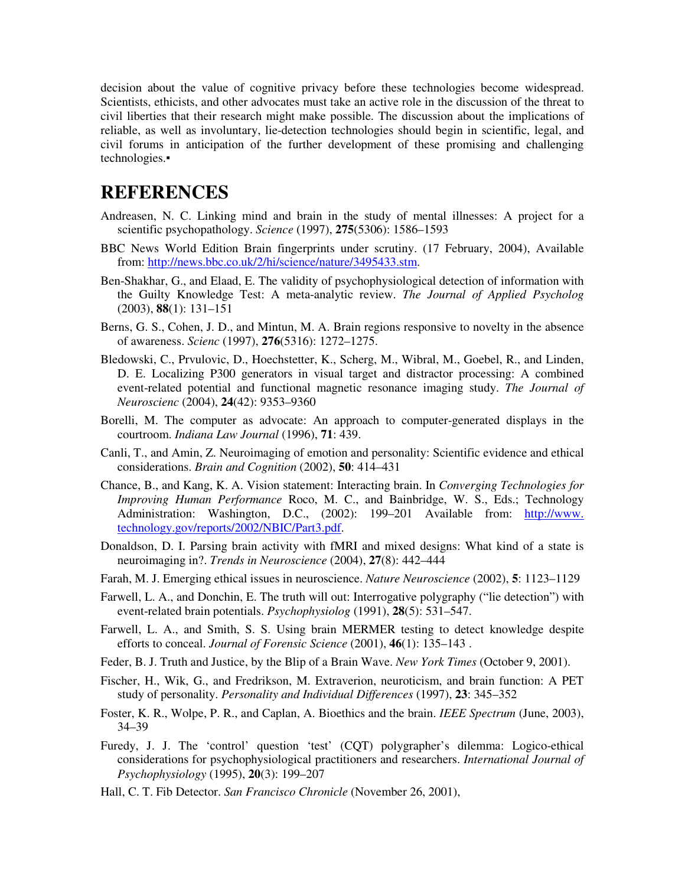decision about the value of cognitive privacy before these technologies become widespread. Scientists, ethicists, and other advocates must take an active role in the discussion of the threat to civil liberties that their research might make possible. The discussion about the implications of reliable, as well as involuntary, lie-detection technologies should begin in scientific, legal, and civil forums in anticipation of the further development of these promising and challenging technologies.▪

# REFERENCES

Andreasen, N. C. Linking mind and brain in the study of mental illnesses: A project for a scientific psychopathology. *Science* (1997), **275**(5306): 1586–1593

BBC News World Edition Brain fingerprints under scrutiny. (17 February, 2004), Available from: http://news.bbc.co.uk/2/hi/science/nature/3495433.stm.

Ben-Shakhar, G., and Elaad, E. The validity of psychophysiological detection of information with the Guilty Knowledge Test: A meta-analytic review. *The Journal of Applied Psycholog* (2003), **88**(1): 131–151

Berns, G. S., Cohen, J. D., and Mintun, M. A. Brain regions responsive to novelty in the absence of awareness. *Scienc* (1997), **276**(5316): 1272–1275.

Bledowski, C., Prvulovic, D., Hoechstetter, K., Scherg, M., Wibral, M., Goebel, R., and Linden, D. E. Localizing P300 generators in visual target and distractor processing: A combined event-related potential and functional magnetic resonance imaging study. *The Journal of Neuroscienc* (2004), **24**(42): 9353–9360

Borelli, M. The computer as advocate: An approach to computer-generated displays in the courtroom. *Indiana Law Journal* (1996), **71**: 439.

Canli, T., and Amin, Z. Neuroimaging of emotion and personality: Scientific evidence and ethical considerations. *Brain and Cognition* (2002), **50**: 414–431

Chance, B., and Kang, K. A. Vision statement: Interacting brain. In *Converging Technologies for Improving Human Performance* Roco, M. C., and Bainbridge, W. S., Eds.; Technology Administration: Washington, D.C., (2002): 199–201 Available from: http://www.technology.gov/reports/2002/NBIC/Part3.pdf.

Donaldson, D. I. Parsing brain activity with fMRI and mixed designs: What kind of a state is neuroimaging in?. *Trends in Neuroscience* (2004), **27**(8): 442–444

Farah, M. J. Emerging ethical issues in neuroscience. *Nature Neuroscience* (2002), **5**: 1123–1129

Farwell, L. A., and Donchin, E. The truth will out: Interrogative polygraphy ("lie detection") with event-related brain potentials. *Psychophysiolog* (1991), **28**(5): 531–547.

Farwell, L. A., and Smith, S. S. Using brain MERMER testing to detect knowledge despite efforts to conceal. *Journal of Forensic Science* (2001), **46**(1): 135–143 .

Feder, B. J. Truth and Justice, by the Blip of a Brain Wave. *New York Times* (October 9, 2001).

Fischer, H., Wik, G., and Fredrikson, M. Extraverion, neuroticism, and brain function: A PET study of personality. *Personality and Individual Differences* (1997), **23**: 345–352

Foster, K. R., Wolpe, P. R., and Caplan, A. Bioethics and the brain. *IEEE Spectrum* (June, 2003), 34–39

Furedy, J. J. The 'control' question 'test' (CQT) polygrapher's dilemma: Logico-ethical considerations for psychophysiological practitioners and researchers. *International Journal of Psychophysiology* (1995), **20**(3): 199–207

Hall, C. T. Fib Detector. *San Francisco Chronicle* (November 26, 2001),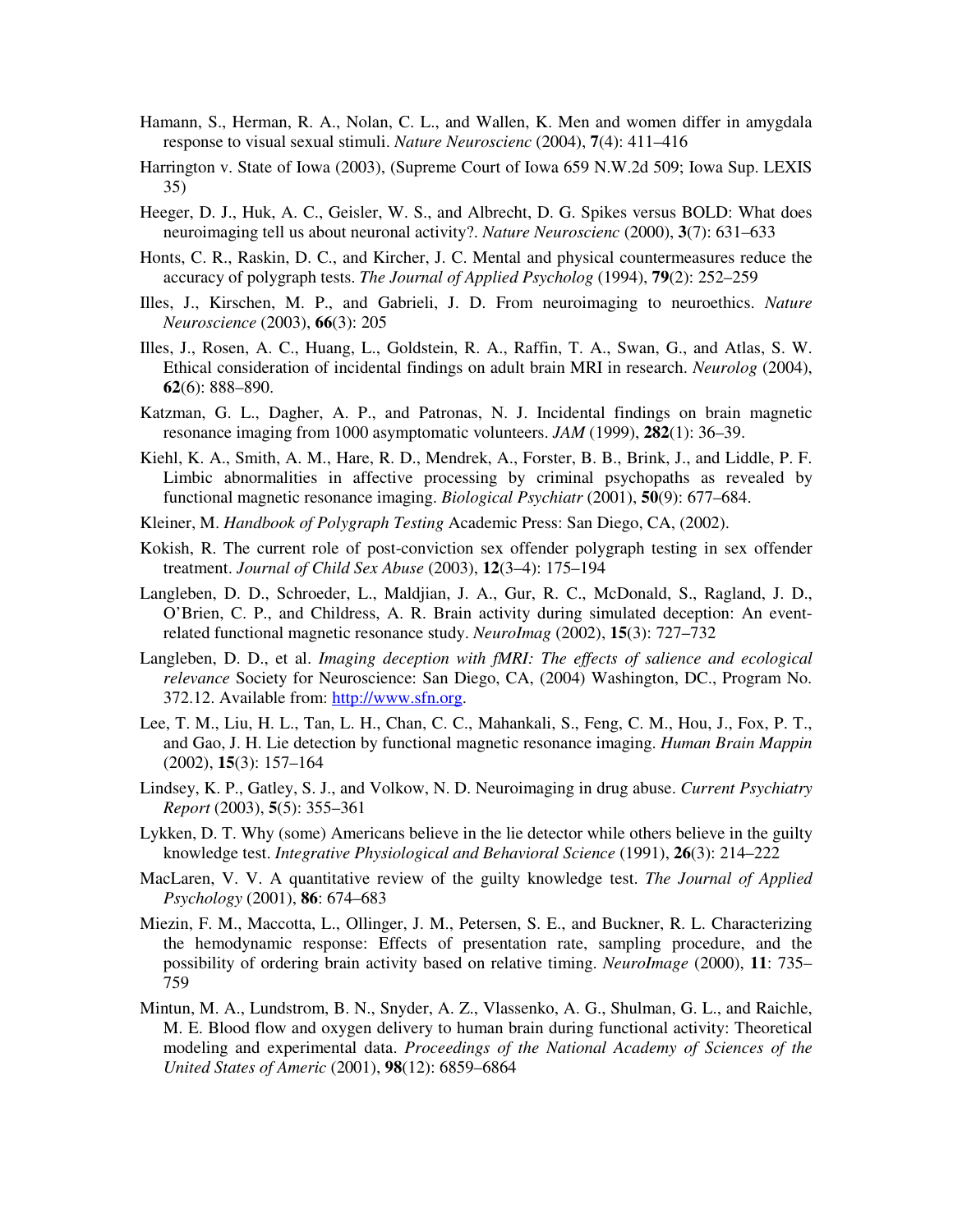Hamann, S., Herman, R. A., Nolan, C. L., and Wallen, K. Men and women differ in amygdala response to visual sexual stimuli. *Nature Neuroscienc* (2004), **7**(4): 411–416

Harrington v. State of Iowa (2003), (Supreme Court of Iowa 659 N.W.2d 509; Iowa Sup. LEXIS 35)

Heeger, D. J., Huk, A. C., Geisler, W. S., and Albrecht, D. G. Spikes versus BOLD: What does neuroimaging tell us about neuronal activity?. *Nature Neuroscienc* (2000), **3**(7): 631–633

Honts, C. R., Raskin, D. C., and Kircher, J. C. Mental and physical countermeasures reduce the accuracy of polygraph tests. *The Journal of Applied Psycholog* (1994), **79**(2): 252–259

Illes, J., Kirschen, M. P., and Gabrieli, J. D. From neuroimaging to neuroethics. *Nature Neuroscience* (2003), **66**(3): 205

Illes, J., Rosen, A. C., Huang, L., Goldstein, R. A., Raffin, T. A., Swan, G., and Atlas, S. W. Ethical consideration of incidental findings on adult brain MRI in research. *Neurolog* (2004), **62**(6): 888–890.

Katzman, G. L., Dagher, A. P., and Patronas, N. J. Incidental findings on brain magnetic resonance imaging from 1000 asymptomatic volunteers. *JAM* (1999), **282**(1): 36–39.

Kiehl, K. A., Smith, A. M., Hare, R. D., Mendrek, A., Forster, B. B., Brink, J., and Liddle, P. F. Limbic abnormalities in affective processing by criminal psychopaths as revealed by functional magnetic resonance imaging. *Biological Psychiatr* (2001), **50**(9): 677–684.

Kleiner, M. *Handbook of Polygraph Testing* Academic Press: San Diego, CA, (2002).

Kokish, R. The current role of post-conviction sex offender polygraph testing in sex offender treatment. *Journal of Child Sex Abuse* (2003), **12**(3–4): 175–194

Langleben, D. D., Schroeder, L., Maldjian, J. A., Gur, R. C., McDonald, S., Ragland, J. D., O'Brien, C. P., and Childress, A. R. Brain activity during simulated deception: An event-related functional magnetic resonance study. *NeuroImag* (2002), **15**(3): 727–732

Langleben, D. D., et al. *Imaging deception with fMRI: The effects of salience and ecological relevance* Society for Neuroscience: San Diego, CA, (2004) Washington, DC., Program No. 372.12. Available from: http://www.sfn.org.

Lee, T. M., Liu, H. L., Tan, L. H., Chan, C. C., Mahankali, S., Feng, C. M., Hou, J., Fox, P. T., and Gao, J. H. Lie detection by functional magnetic resonance imaging. *Human Brain Mappin* (2002), **15**(3): 157–164

Lindsey, K. P., Gatley, S. J., and Volkow, N. D. Neuroimaging in drug abuse. *Current Psychiatry Report* (2003), **5**(5): 355–361

Lykken, D. T. Why (some) Americans believe in the lie detector while others believe in the guilty knowledge test. *Integrative Physiological and Behavioral Science* (1991), **26**(3): 214–222

MacLaren, V. V. A quantitative review of the guilty knowledge test. *The Journal of Applied Psychology* (2001), **86**: 674–683

Miezin, F. M., Maccotta, L., Ollinger, J. M., Petersen, S. E., and Buckner, R. L. Characterizing the hemodynamic response: Effects of presentation rate, sampling procedure, and the possibility of ordering brain activity based on relative timing. *NeuroImage* (2000), **11**: 735–759

Mintun, M. A., Lundstrom, B. N., Snyder, A. Z., Vlassenko, A. G., Shulman, G. L., and Raichle, M. E. Blood flow and oxygen delivery to human brain during functional activity: Theoretical modeling and experimental data. *Proceedings of the National Academy of Sciences of the United States of Americ* (2001), **98**(12): 6859–6864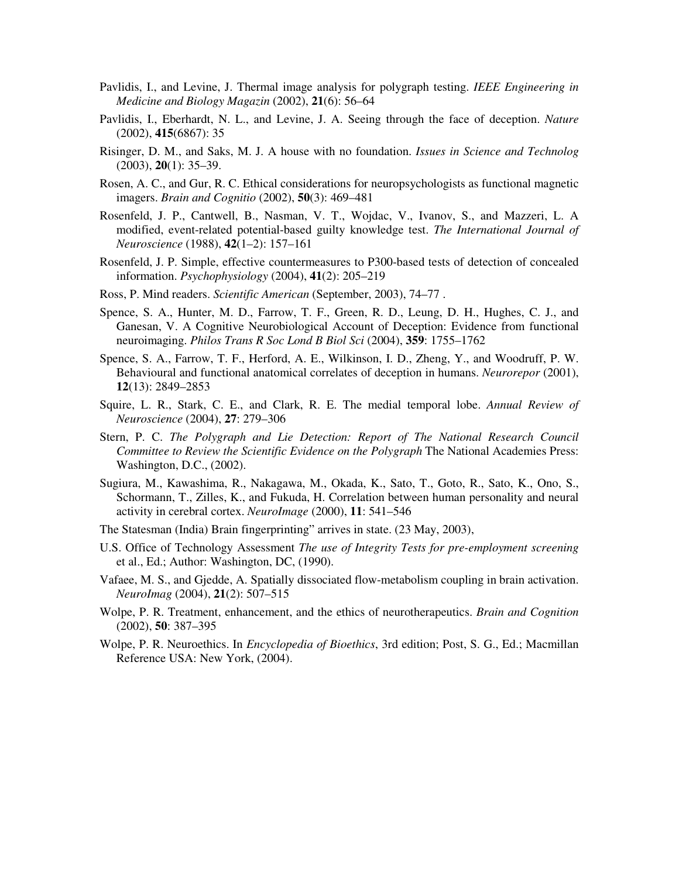Pavlidis, I., and Levine, J. Thermal image analysis for polygraph testing. *IEEE Engineering in Medicine and Biology Magazin* (2002), **21**(6): 56–64

Pavlidis, I., Eberhardt, N. L., and Levine, J. A. Seeing through the face of deception. *Nature* (2002), **415**(6867): 35

Risinger, D. M., and Saks, M. J. A house with no foundation. *Issues in Science and Technolog* (2003), **20**(1): 35–39.

Rosen, A. C., and Gur, R. C. Ethical considerations for neuropsychologists as functional magnetic imagers. *Brain and Cognitio* (2002), **50**(3): 469–481

Rosenfeld, J. P., Cantwell, B., Nasman, V. T., Wojdac, V., Ivanov, S., and Mazzeri, L. A modified, event-related potential-based guilty knowledge test. *The International Journal of Neuroscience* (1988), **42**(1–2): 157–161

Rosenfeld, J. P. Simple, effective countermeasures to P300-based tests of detection of concealed information. *Psychophysiology* (2004), **41**(2): 205–219

Ross, P. Mind readers. *Scientific American* (September, 2003), 74–77 .

Spence, S. A., Hunter, M. D., Farrow, T. F., Green, R. D., Leung, D. H., Hughes, C. J., and Ganesan, V. A Cognitive Neurobiological Account of Deception: Evidence from functional neuroimaging. *Philos Trans R Soc Lond B Biol Sci* (2004), **359**: 1755–1762

Spence, S. A., Farrow, T. F., Herford, A. E., Wilkinson, I. D., Zheng, Y., and Woodruff, P. W. Behavioural and functional anatomical correlates of deception in humans. *Neurorepor* (2001), **12**(13): 2849–2853

Squire, L. R., Stark, C. E., and Clark, R. E. The medial temporal lobe. *Annual Review of Neuroscience* (2004), **27**: 279–306

Stern, P. C. *The Polygraph and Lie Detection: Report of The National Research Council Committee to Review the Scientific Evidence on the Polygraph* The National Academies Press: Washington, D.C., (2002).

Sugiura, M., Kawashima, R., Nakagawa, M., Okada, K., Sato, T., Goto, R., Sato, K., Ono, S., Schormann, T., Zilles, K., and Fukuda, H. Correlation between human personality and neural activity in cerebral cortex. *NeuroImage* (2000), **11**: 541–546

The Statesman (India) Brain fingerprinting" arrives in state. (23 May, 2003),

U.S. Office of Technology Assessment *The use of Integrity Tests for pre-employment screening* et al., Ed.; Author: Washington, DC, (1990).

Vafaee, M. S., and Gjedde, A. Spatially dissociated flow-metabolism coupling in brain activation. *NeuroImag* (2004), **21**(2): 507–515

Wolpe, P. R. Treatment, enhancement, and the ethics of neurotherapeutics. *Brain and Cognition* (2002), **50**: 387–395

Wolpe, P. R. Neuroethics. In *Encyclopedia of Bioethics*, 3rd edition; Post, S. G., Ed.; Macmillan Reference USA: New York, (2004).